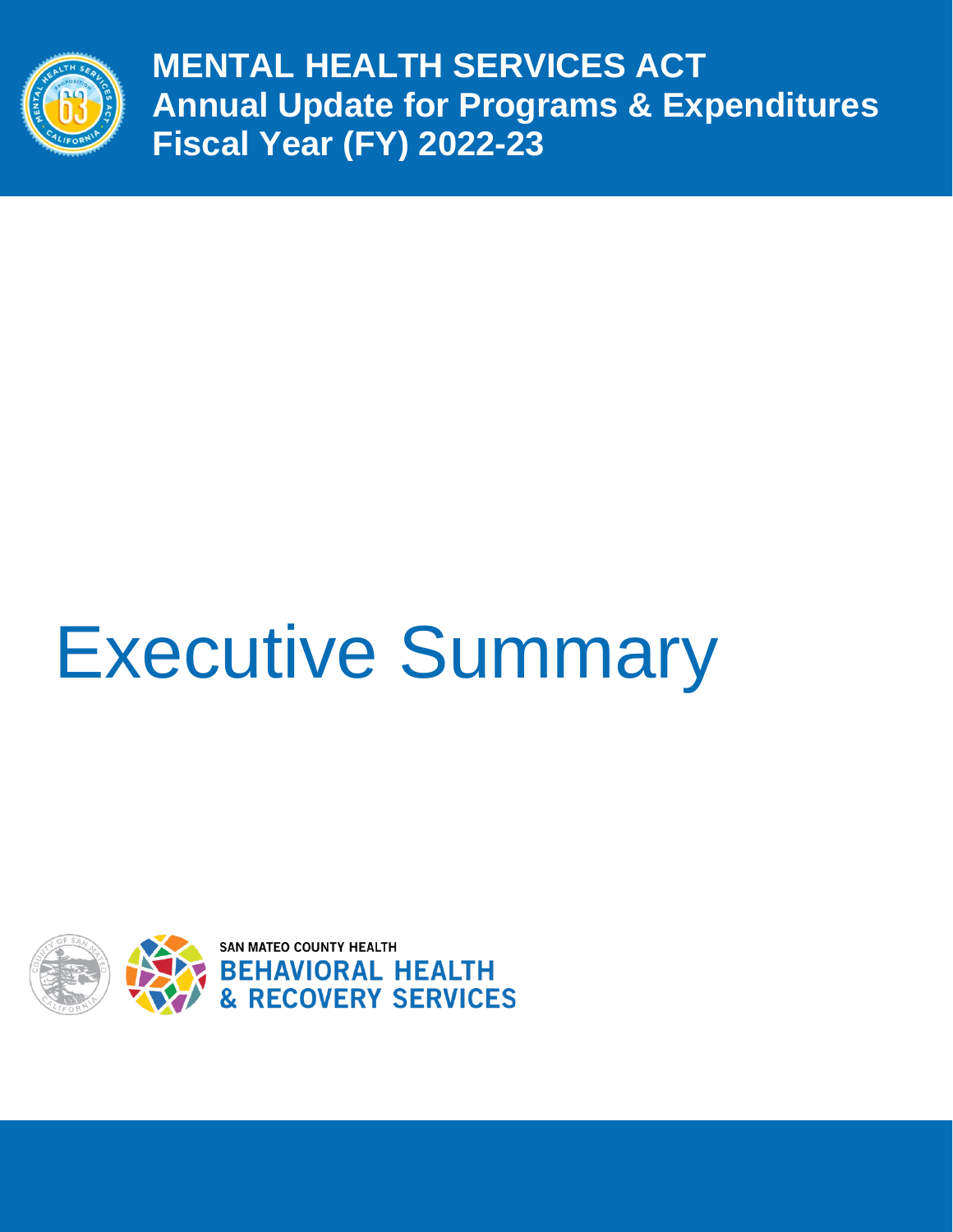# MENTAL HEALTH SERVICES ACT

**Annual Update for Programs & Expenditures**

**Fiscal Year (FY) 2022-23**

# Executive Summary

SAN MATEO COUNTY HEALTH

**BEHAVIORAL HEALTH & RECOVERY SERVICES**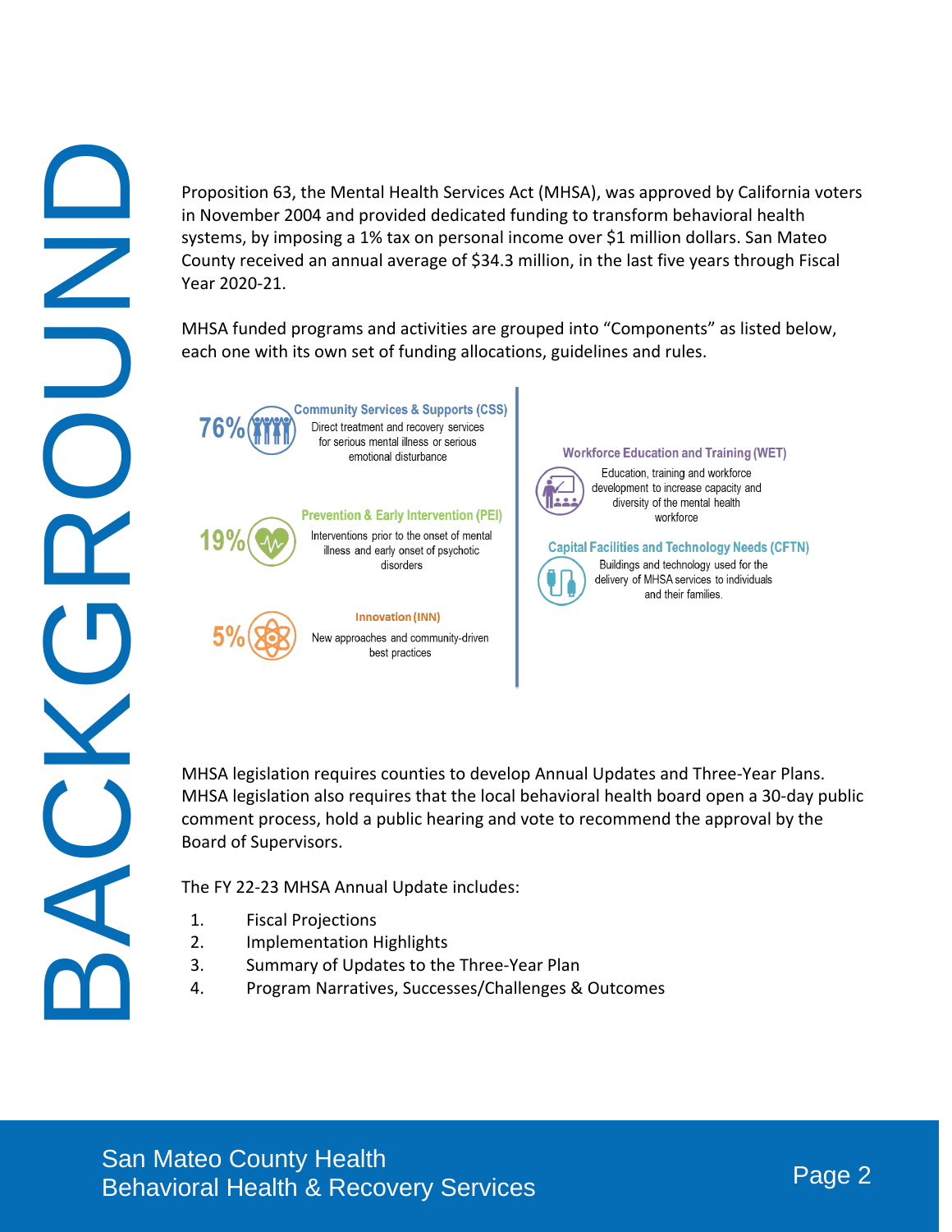# BACKGROUND

Proposition 63, the Mental Health Services Act (MHSA), was approved by California voters in November 2004 and provided dedicated funding to transform behavioral health systems, by imposing a 1% tax on personal income over $1 million dollars. San Mateo County received an annual average of $34.3 million, in the last five years through Fiscal Year 2020-21.

MHSA funded programs and activities are grouped into "Components" as listed below, each one with its own set of funding allocations, guidelines and rules.

**76%** — **Community Services & Supports (CSS)**
Direct treatment and recovery services for serious mental illness or serious emotional disturbance

**19%** — **Prevention & Early Intervention (PEI)**
Interventions prior to the onset of mental illness and early onset of psychotic disorders

**5%** — **Innovation (INN)**
New approaches and community-driven best practices

**Workforce Education and Training (WET)**
Education, training and workforce development to increase capacity and diversity of the mental health workforce

**Capital Facilities and Technology Needs (CFTN)**
Buildings and technology used for the delivery of MHSA services to individuals and their families.

MHSA legislation requires counties to develop Annual Updates and Three-Year Plans. MHSA legislation also requires that the local behavioral health board open a 30-day public comment process, hold a public hearing and vote to recommend the approval by the Board of Supervisors.

The FY 22-23 MHSA Annual Update includes:

1. Fiscal Projections
2. Implementation Highlights
3. Summary of Updates to the Three-Year Plan
4. Program Narratives, Successes/Challenges & Outcomes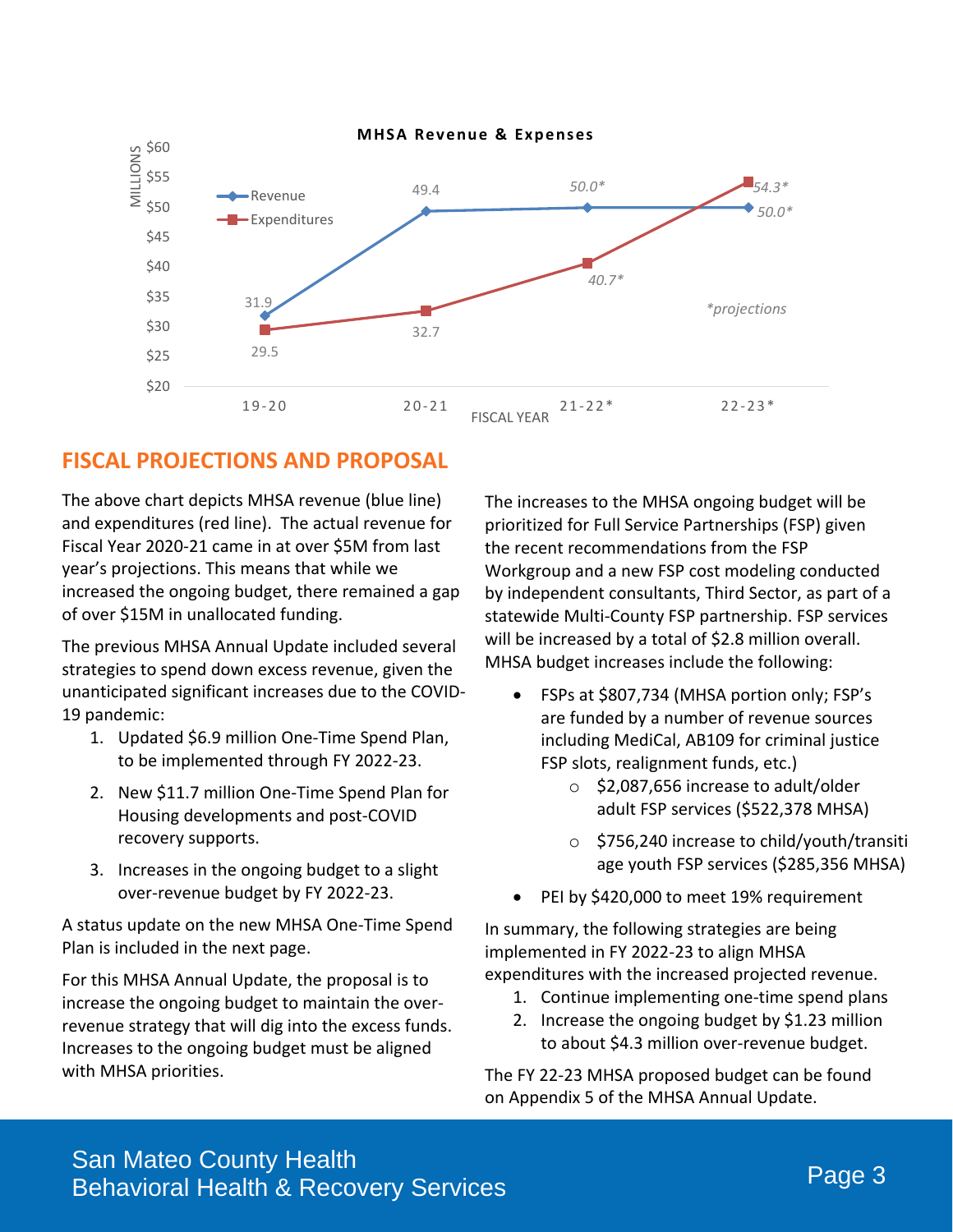**MHSA Revenue & Expenses**

| FISCAL YEAR | Revenue (MILLIONS) | Expenditures (MILLIONS) |
|---|---|---|
| 19-20 | 31.9 | 29.5 |
| 20-21 | 49.4 | 32.7 |
| 21-22* | 50.0* | 40.7* |
| 22-23* | 50.0* | 54.3* |

*projections

## FISCAL PROJECTIONS AND PROPOSAL

The above chart depicts MHSA revenue (blue line) and expenditures (red line). The actual revenue for Fiscal Year 2020-21 came in at over $5M from last year's projections. This means that while we increased the ongoing budget, there remained a gap of over $15M in unallocated funding.

The previous MHSA Annual Update included several strategies to spend down excess revenue, given the unanticipated significant increases due to the COVID-19 pandemic:

1. Updated $6.9 million One-Time Spend Plan, to be implemented through FY 2022-23.
2. New $11.7 million One-Time Spend Plan for Housing developments and post-COVID recovery supports.
3. Increases in the ongoing budget to a slight over-revenue budget by FY 2022-23.

A status update on the new MHSA One-Time Spend Plan is included in the next page.

For this MHSA Annual Update, the proposal is to increase the ongoing budget to maintain the over-revenue strategy that will dig into the excess funds. Increases to the ongoing budget must be aligned with MHSA priorities.

The increases to the MHSA ongoing budget will be prioritized for Full Service Partnerships (FSP) given the recent recommendations from the FSP Workgroup and a new FSP cost modeling conducted by independent consultants, Third Sector, as part of a statewide Multi-County FSP partnership. FSP services will be increased by a total of $2.8 million overall. MHSA budget increases include the following:

- FSPs at $807,734 (MHSA portion only; FSP's are funded by a number of revenue sources including MediCal, AB109 for criminal justice FSP slots, realignment funds, etc.)
  - $2,087,656 increase to adult/older adult FSP services ($522,378 MHSA)
  - $756,240 increase to child/youth/transiti age youth FSP services ($285,356 MHSA)
- PEI by $420,000 to meet 19% requirement

In summary, the following strategies are being implemented in FY 2022-23 to align MHSA expenditures with the increased projected revenue.

1. Continue implementing one-time spend plans
2. Increase the ongoing budget by $1.23 million to about $4.3 million over-revenue budget.

The FY 22-23 MHSA proposed budget can be found on Appendix 5 of the MHSA Annual Update.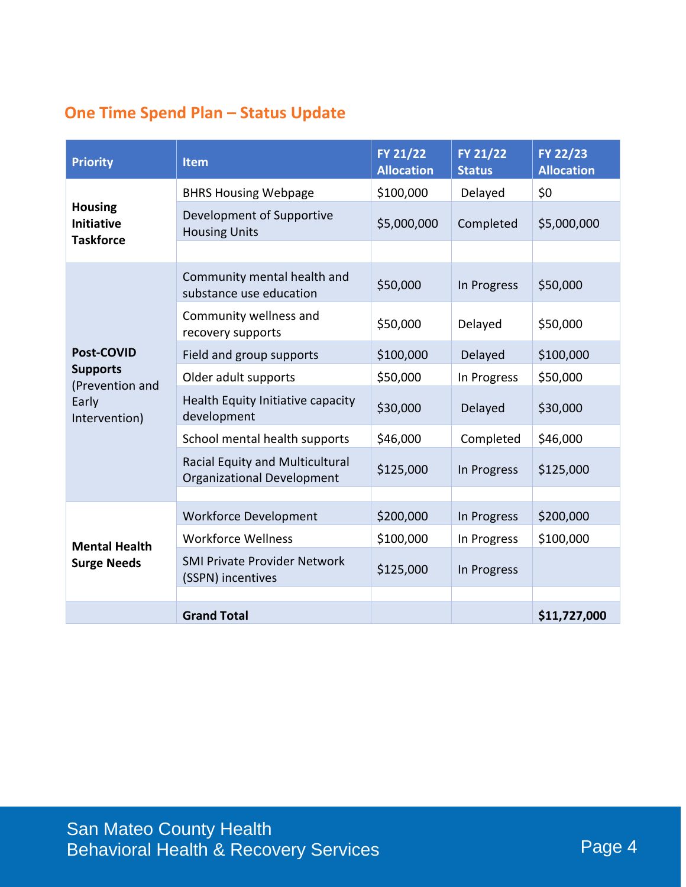## One Time Spend Plan – Status Update

| Priority | Item | FY 21/22 Allocation | FY 21/22 Status | FY 22/23 Allocation |
|---|---|---|---|---|
| **Housing Initiative Taskforce** | BHRS Housing Webpage | $100,000 | Delayed | $0 |
| | Development of Supportive Housing Units | $5,000,000 | Completed | $5,000,000 |
| | | | | |
| **Post-COVID Supports** (Prevention and Early Intervention) | Community mental health and substance use education | $50,000 | In Progress | $50,000 |
| | Community wellness and recovery supports | $50,000 | Delayed | $50,000 |
| | Field and group supports | $100,000 | Delayed | $100,000 |
| | Older adult supports | $50,000 | In Progress | $50,000 |
| | Health Equity Initiative capacity development | $30,000 | Delayed | $30,000 |
| | School mental health supports | $46,000 | Completed | $46,000 |
| | Racial Equity and Multicultural Organizational Development | $125,000 | In Progress | $125,000 |
| | | | | |
| **Mental Health Surge Needs** | Workforce Development | $200,000 | In Progress | $200,000 |
| | Workforce Wellness | $100,000 | In Progress | $100,000 |
| | SMI Private Provider Network (SSPN) incentives | $125,000 | In Progress | |
| | | | | |
| | **Grand Total** | | | **$11,727,000** |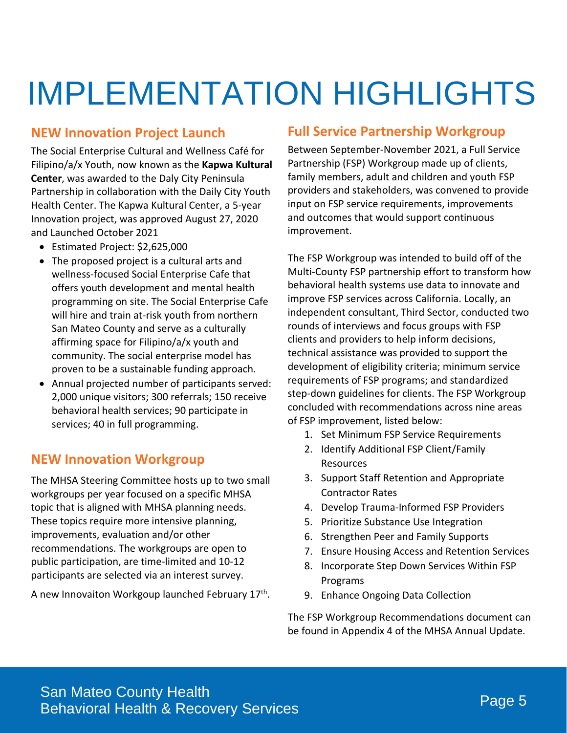# IMPLEMENTATION HIGHLIGHTS

## NEW Innovation Project Launch

The Social Enterprise Cultural and Wellness Café for Filipino/a/x Youth, now known as the **Kapwa Kultural Center**, was awarded to the Daly City Peninsula Partnership in collaboration with the Daily City Youth Health Center. The Kapwa Kultural Center, a 5-year Innovation project, was approved August 27, 2020 and Launched October 2021

- Estimated Project: $2,625,000
- The proposed project is a cultural arts and wellness-focused Social Enterprise Cafe that offers youth development and mental health programming on site. The Social Enterprise Cafe will hire and train at-risk youth from northern San Mateo County and serve as a culturally affirming space for Filipino/a/x youth and community. The social enterprise model has proven to be a sustainable funding approach.
- Annual projected number of participants served: 2,000 unique visitors; 300 referrals; 150 receive behavioral health services; 90 participate in services; 40 in full programming.

## NEW Innovation Workgroup

The MHSA Steering Committee hosts up to two small workgroups per year focused on a specific MHSA topic that is aligned with MHSA planning needs. These topics require more intensive planning, improvements, evaluation and/or other recommendations. The workgroups are open to public participation, are time-limited and 10-12 participants are selected via an interest survey.

A new Innovaiton Workgoup launched February 17th.

## Full Service Partnership Workgroup

Between September-November 2021, a Full Service Partnership (FSP) Workgroup made up of clients, family members, adult and children and youth FSP providers and stakeholders, was convened to provide input on FSP service requirements, improvements and outcomes that would support continuous improvement.

The FSP Workgroup was intended to build off of the Multi-County FSP partnership effort to transform how behavioral health systems use data to innovate and improve FSP services across California. Locally, an independent consultant, Third Sector, conducted two rounds of interviews and focus groups with FSP clients and providers to help inform decisions, technical assistance was provided to support the development of eligibility criteria; minimum service requirements of FSP programs; and standardized step-down guidelines for clients. The FSP Workgroup concluded with recommendations across nine areas of FSP improvement, listed below:

1. Set Minimum FSP Service Requirements
2. Identify Additional FSP Client/Family Resources
3. Support Staff Retention and Appropriate Contractor Rates
4. Develop Trauma-Informed FSP Providers
5. Prioritize Substance Use Integration
6. Strengthen Peer and Family Supports
7. Ensure Housing Access and Retention Services
8. Incorporate Step Down Services Within FSP Programs
9. Enhance Ongoing Data Collection

The FSP Workgroup Recommendations document can be found in Appendix 4 of the MHSA Annual Update.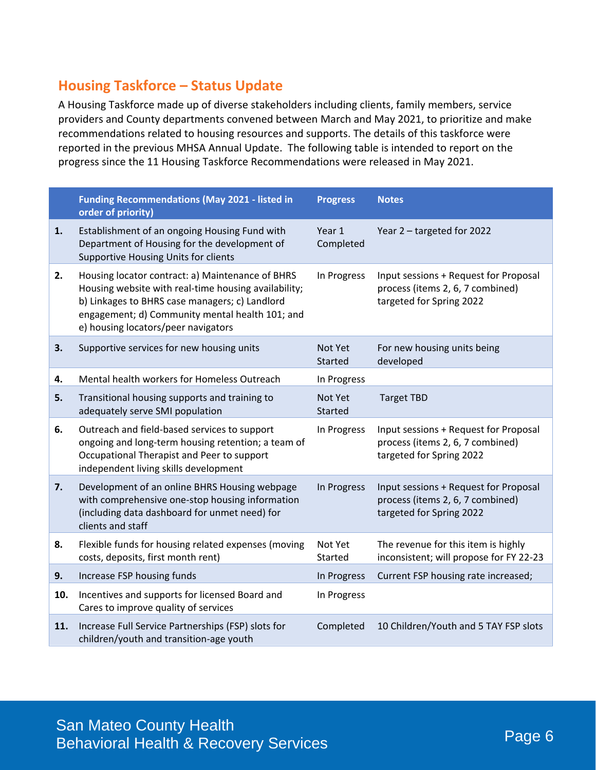## Housing Taskforce – Status Update

A Housing Taskforce made up of diverse stakeholders including clients, family members, service providers and County departments convened between March and May 2021, to prioritize and make recommendations related to housing resources and supports. The details of this taskforce were reported in the previous MHSA Annual Update. The following table is intended to report on the progress since the 11 Housing Taskforce Recommendations were released in May 2021.

| | Funding Recommendations (May 2021 - listed in order of priority) | Progress | Notes |
|---|---|---|---|
| **1.** | Establishment of an ongoing Housing Fund with Department of Housing for the development of Supportive Housing Units for clients | Year 1 Completed | Year 2 – targeted for 2022 |
| **2.** | Housing locator contract: a) Maintenance of BHRS Housing website with real-time housing availability; b) Linkages to BHRS case managers; c) Landlord engagement; d) Community mental health 101; and e) housing locators/peer navigators | In Progress | Input sessions + Request for Proposal process (items 2, 6, 7 combined) targeted for Spring 2022 |
| **3.** | Supportive services for new housing units | Not Yet Started | For new housing units being developed |
| **4.** | Mental health workers for Homeless Outreach | In Progress | |
| **5.** | Transitional housing supports and training to adequately serve SMI population | Not Yet Started | Target TBD |
| **6.** | Outreach and field-based services to support ongoing and long-term housing retention; a team of Occupational Therapist and Peer to support independent living skills development | In Progress | Input sessions + Request for Proposal process (items 2, 6, 7 combined) targeted for Spring 2022 |
| **7.** | Development of an online BHRS Housing webpage with comprehensive one-stop housing information (including data dashboard for unmet need) for clients and staff | In Progress | Input sessions + Request for Proposal process (items 2, 6, 7 combined) targeted for Spring 2022 |
| **8.** | Flexible funds for housing related expenses (moving costs, deposits, first month rent) | Not Yet Started | The revenue for this item is highly inconsistent; will propose for FY 22-23 |
| **9.** | Increase FSP housing funds | In Progress | Current FSP housing rate increased; |
| **10.** | Incentives and supports for licensed Board and Cares to improve quality of services | In Progress | |
| **11.** | Increase Full Service Partnerships (FSP) slots for children/youth and transition-age youth | Completed | 10 Children/Youth and 5 TAY FSP slots |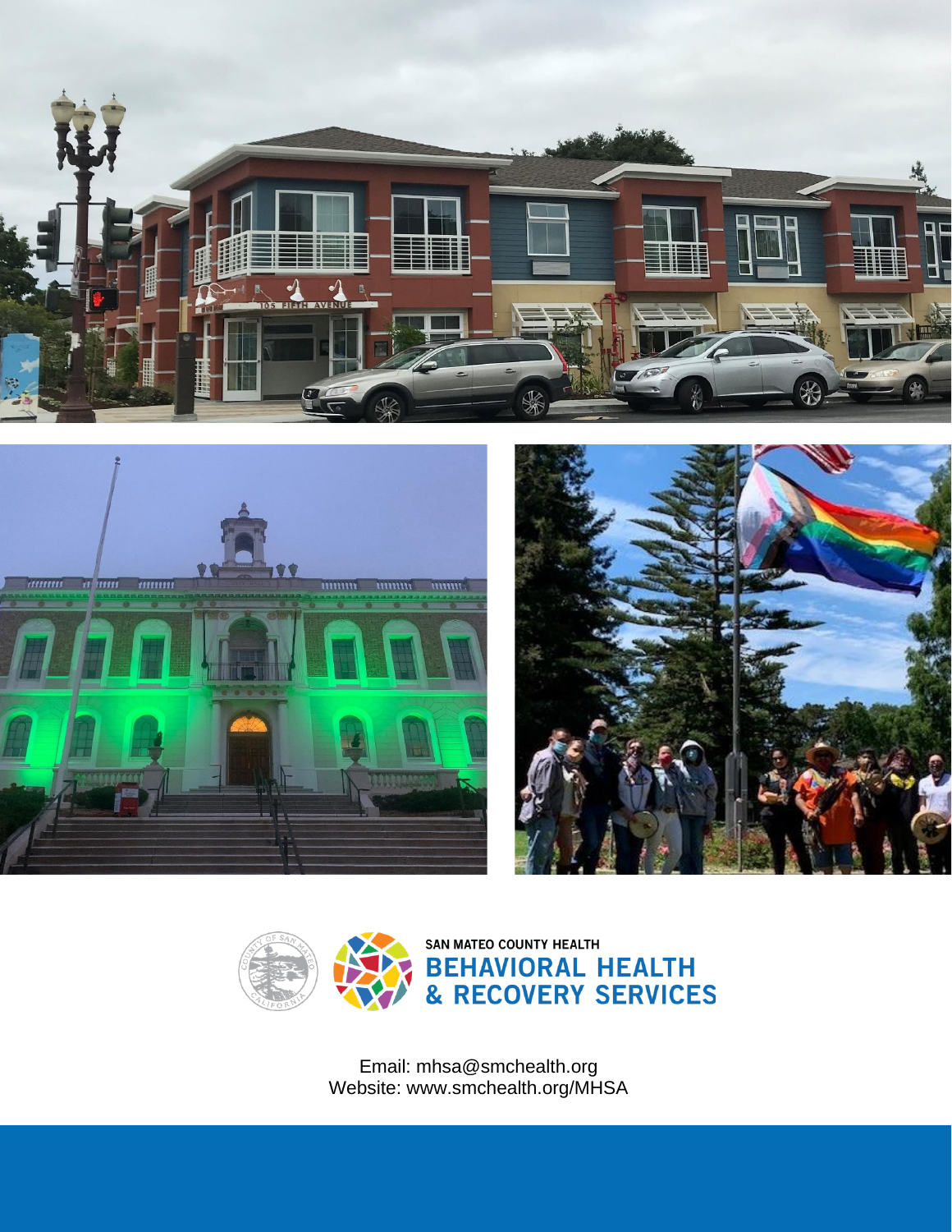SAN MATEO COUNTY HEALTH
**BEHAVIORAL HEALTH**
**& RECOVERY SERVICES**

Email: mhsa@smchealth.org
Website: www.smchealth.org/MHSA